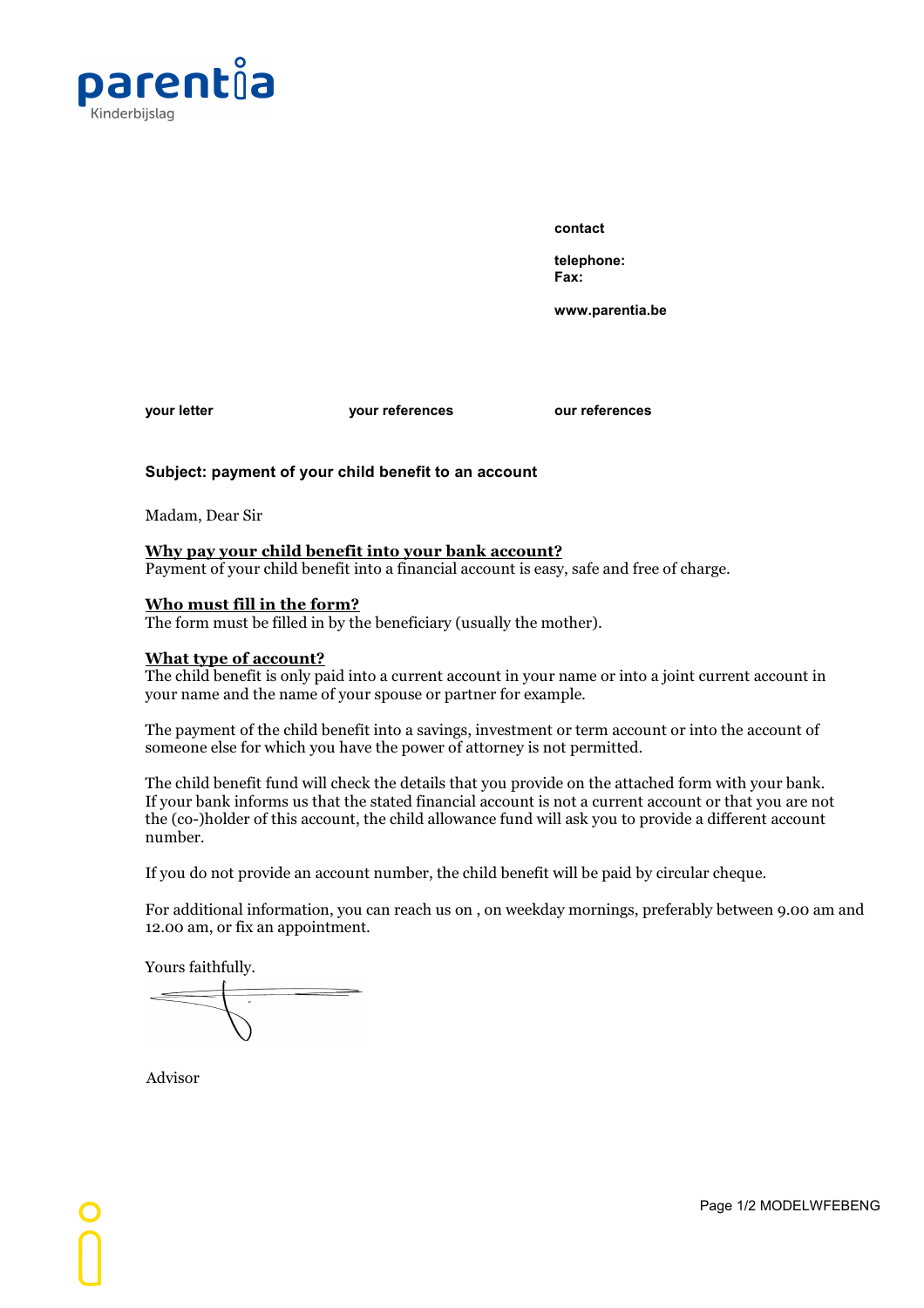parentia
Kinderbijslag

contact

telephone:
Fax:

www.parentia.be

| your letter | your references | our references |
|---|---|---|

**Subject: payment of your child benefit to an account**

Madam, Dear Sir

**Why pay your child benefit into your bank account?**
Payment of your child benefit into a financial account is easy, safe and free of charge.

**Who must fill in the form?**
The form must be filled in by the beneficiary (usually the mother).

**What type of account?**
The child benefit is only paid into a current account in your name or into a joint current account in your name and the name of your spouse or partner for example.

The payment of the child benefit into a savings, investment or term account or into the account of someone else for which you have the power of attorney is not permitted.

The child benefit fund will check the details that you provide on the attached form with your bank. If your bank informs us that the stated financial account is not a current account or that you are not the (co-)holder of this account, the child allowance fund will ask you to provide a different account number.

If you do not provide an account number, the child benefit will be paid by circular cheque.

For additional information, you can reach us on , on weekday mornings, preferably between 9.00 am and 12.00 am, or fix an appointment.

Yours faithfully.

Advisor

MODELWFEBENG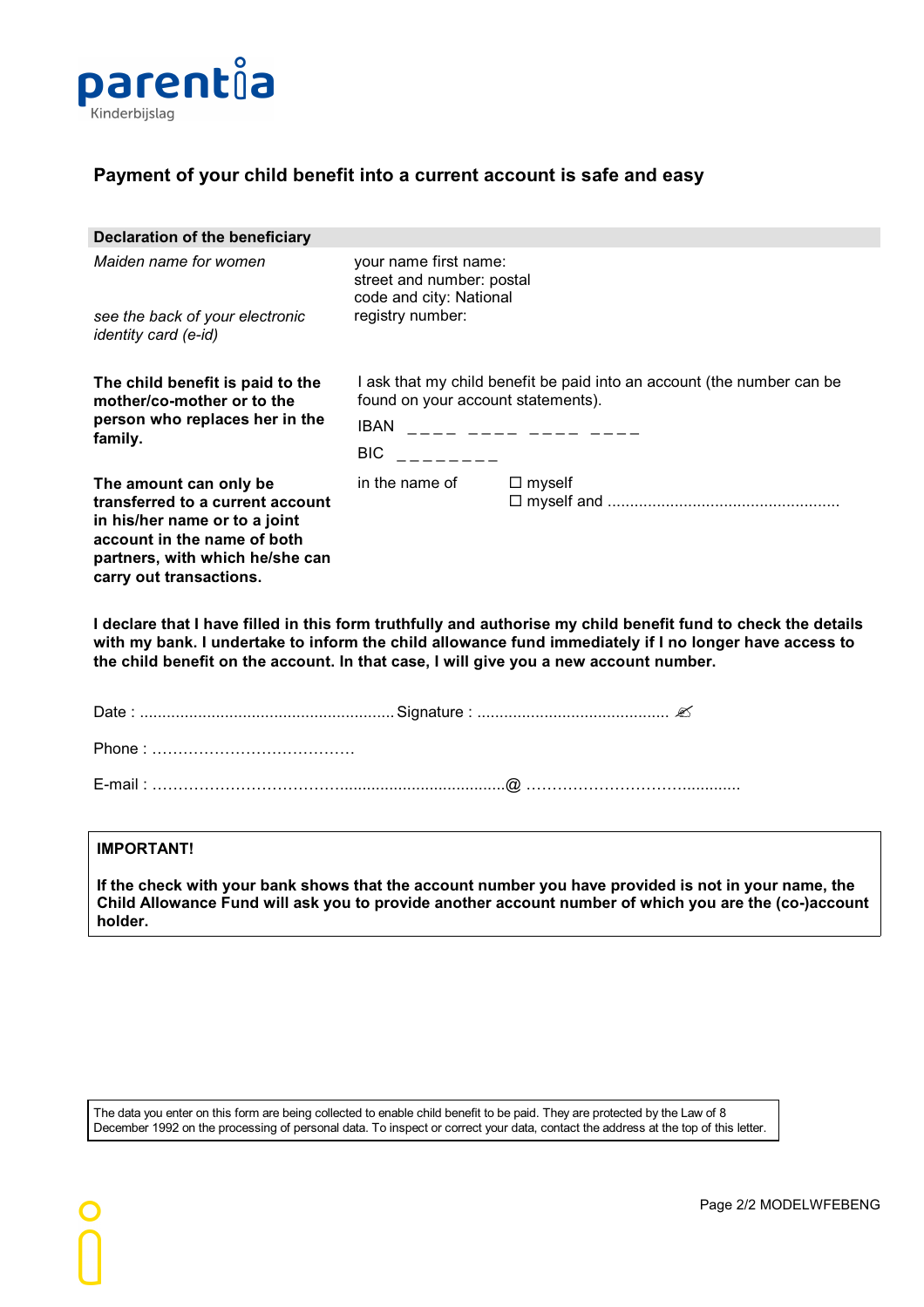parentia
Kinderbijslag

## Payment of your child benefit into a current account is safe and easy

| **Declaration of the beneficiary** | |
|---|---|
| *Maiden name for women*<br><br>*see the back of your electronic identity card (e-id)* | your name first name:<br>street and number: postal<br>code and city: National<br>registry number: |
| **The child benefit is paid to the mother/co-mother or to the person who replaces her in the family.** | I ask that my child benefit be paid into an account (the number can be found on your account statements).<br>IBAN \_\_\_\_ \_\_\_\_ \_\_\_\_ \_\_\_\_<br>BIC \_\_\_\_\_\_\_\_ |
| **The amount can only be transferred to a current account in his/her name or to a joint account in the name of both partners, with which he/she can carry out transactions.** | in the name of ☐ myself<br>☐ myself and .................................................... |

**I declare that I have filled in this form truthfully and authorise my child benefit fund to check the details with my bank. I undertake to inform the child allowance fund immediately if I no longer have access to the child benefit on the account. In that case, I will give you a new account number.**

Date : ......................................................... Signature : ........................................... ✍

Phone : …………………………………

E-mail : …………………………….....................................@ ………………………….............

**IMPORTANT!**

**If the check with your bank shows that the account number you have provided is not in your name, the Child Allowance Fund will ask you to provide another account number of which you are the (co-)account holder.**

The data you enter on this form are being collected to enable child benefit to be paid. They are protected by the Law of 8 December 1992 on the processing of personal data. To inspect or correct your data, contact the address at the top of this letter.

MODELWFEBENG